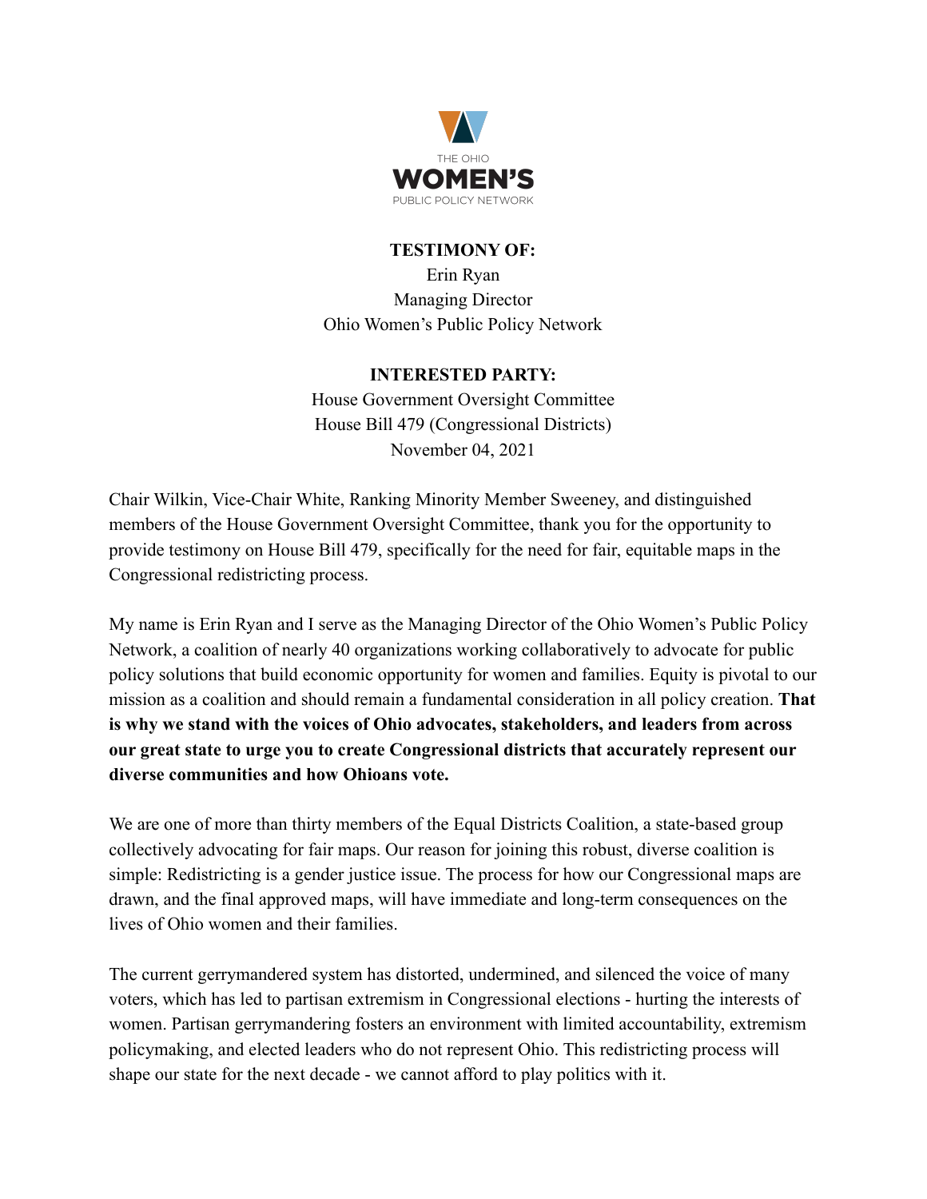THE OHIO
**WOMEN'S**
PUBLIC POLICY NETWORK

**TESTIMONY OF:**
Erin Ryan
Managing Director
Ohio Women's Public Policy Network

**INTERESTED PARTY:**
House Government Oversight Committee
House Bill 479 (Congressional Districts)
November 04, 2021

Chair Wilkin, Vice-Chair White, Ranking Minority Member Sweeney, and distinguished members of the House Government Oversight Committee, thank you for the opportunity to provide testimony on House Bill 479, specifically for the need for fair, equitable maps in the Congressional redistricting process.

My name is Erin Ryan and I serve as the Managing Director of the Ohio Women's Public Policy Network, a coalition of nearly 40 organizations working collaboratively to advocate for public policy solutions that build economic opportunity for women and families. Equity is pivotal to our mission as a coalition and should remain a fundamental consideration in all policy creation. **That is why we stand with the voices of Ohio advocates, stakeholders, and leaders from across our great state to urge you to create Congressional districts that accurately represent our diverse communities and how Ohioans vote.**

We are one of more than thirty members of the Equal Districts Coalition, a state-based group collectively advocating for fair maps. Our reason for joining this robust, diverse coalition is simple: Redistricting is a gender justice issue. The process for how our Congressional maps are drawn, and the final approved maps, will have immediate and long-term consequences on the lives of Ohio women and their families.

The current gerrymandered system has distorted, undermined, and silenced the voice of many voters, which has led to partisan extremism in Congressional elections - hurting the interests of women. Partisan gerrymandering fosters an environment with limited accountability, extremism policymaking, and elected leaders who do not represent Ohio. This redistricting process will shape our state for the next decade - we cannot afford to play politics with it.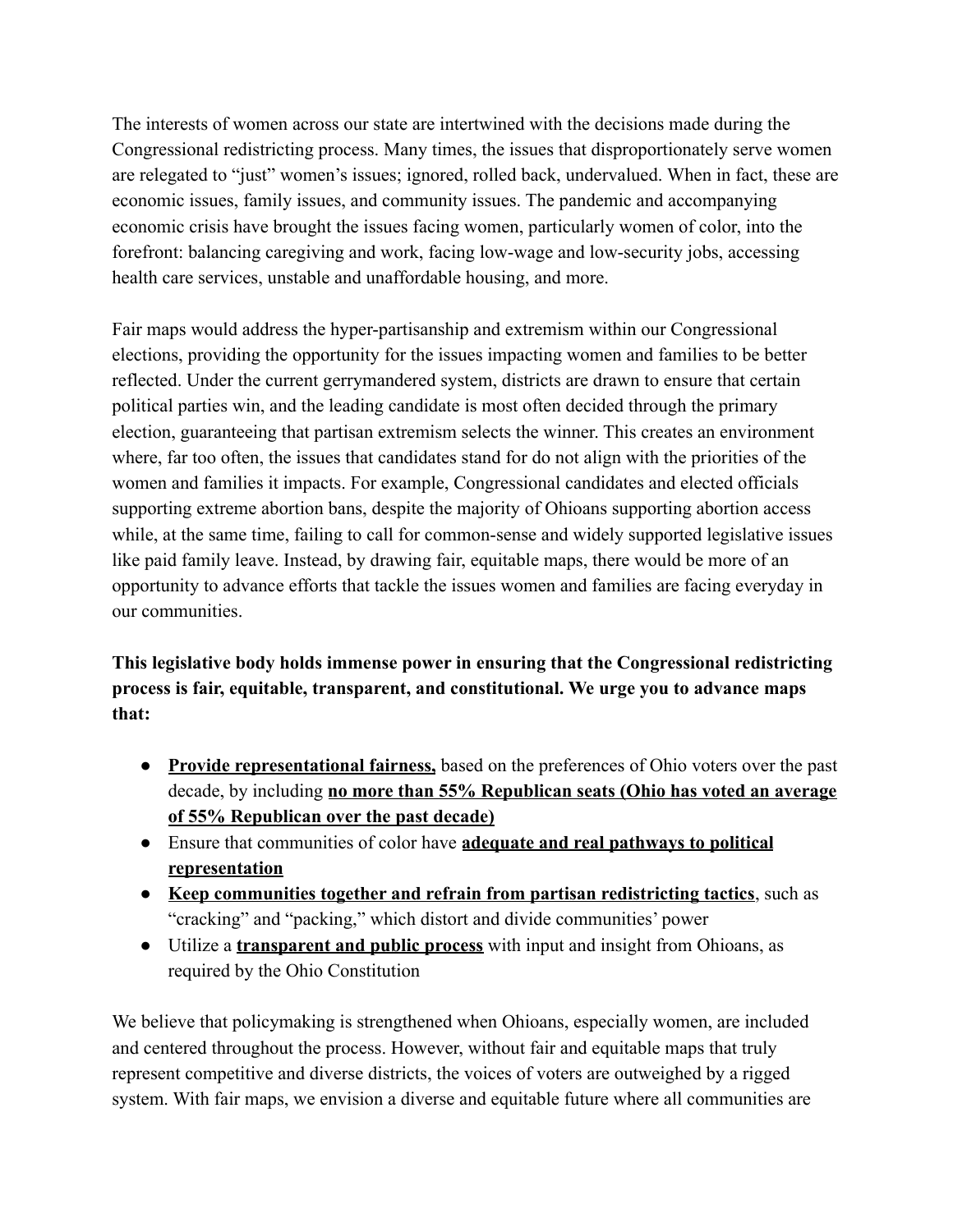The interests of women across our state are intertwined with the decisions made during the Congressional redistricting process. Many times, the issues that disproportionately serve women are relegated to "just" women's issues; ignored, rolled back, undervalued. When in fact, these are economic issues, family issues, and community issues. The pandemic and accompanying economic crisis have brought the issues facing women, particularly women of color, into the forefront: balancing caregiving and work, facing low-wage and low-security jobs, accessing health care services, unstable and unaffordable housing, and more.

Fair maps would address the hyper-partisanship and extremism within our Congressional elections, providing the opportunity for the issues impacting women and families to be better reflected. Under the current gerrymandered system, districts are drawn to ensure that certain political parties win, and the leading candidate is most often decided through the primary election, guaranteeing that partisan extremism selects the winner. This creates an environment where, far too often, the issues that candidates stand for do not align with the priorities of the women and families it impacts. For example, Congressional candidates and elected officials supporting extreme abortion bans, despite the majority of Ohioans supporting abortion access while, at the same time, failing to call for common-sense and widely supported legislative issues like paid family leave. Instead, by drawing fair, equitable maps, there would be more of an opportunity to advance efforts that tackle the issues women and families are facing everyday in our communities.

**This legislative body holds immense power in ensuring that the Congressional redistricting process is fair, equitable, transparent, and constitutional. We urge you to advance maps that:**

- **Provide representational fairness,** based on the preferences of Ohio voters over the past decade, by including **no more than 55% Republican seats (Ohio has voted an average of 55% Republican over the past decade)**
- Ensure that communities of color have **adequate and real pathways to political representation**
- **Keep communities together and refrain from partisan redistricting tactics**, such as "cracking" and "packing," which distort and divide communities' power
- Utilize a **transparent and public process** with input and insight from Ohioans, as required by the Ohio Constitution

We believe that policymaking is strengthened when Ohioans, especially women, are included and centered throughout the process. However, without fair and equitable maps that truly represent competitive and diverse districts, the voices of voters are outweighed by a rigged system. With fair maps, we envision a diverse and equitable future where all communities are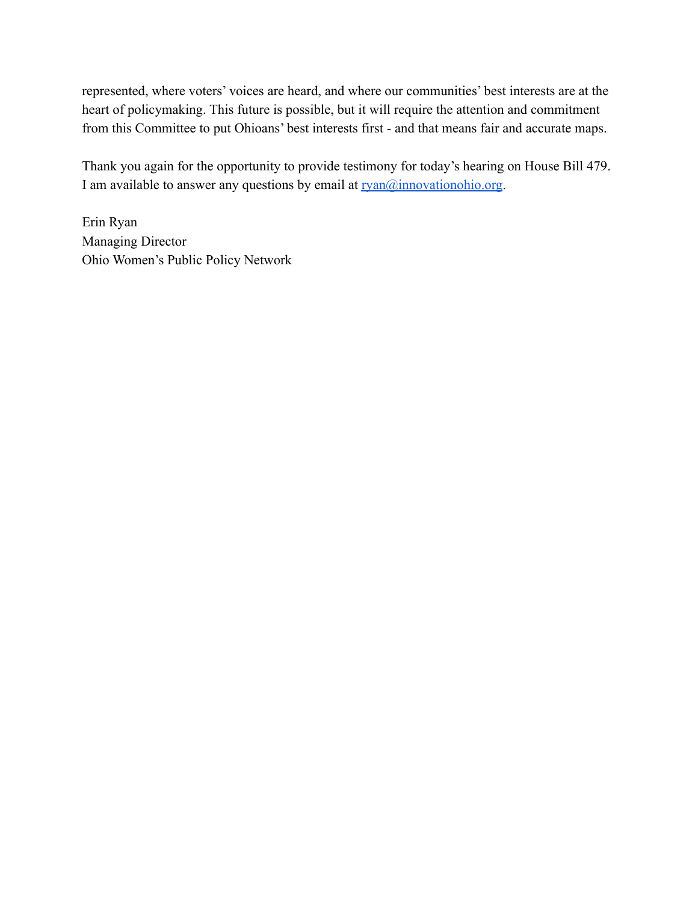represented, where voters' voices are heard, and where our communities' best interests are at the heart of policymaking. This future is possible, but it will require the attention and commitment from this Committee to put Ohioans' best interests first - and that means fair and accurate maps.

Thank you again for the opportunity to provide testimony for today's hearing on House Bill 479. I am available to answer any questions by email at [ryan@innovationohio.org](mailto:ryan@innovationohio.org).

Erin Ryan
Managing Director
Ohio Women's Public Policy Network